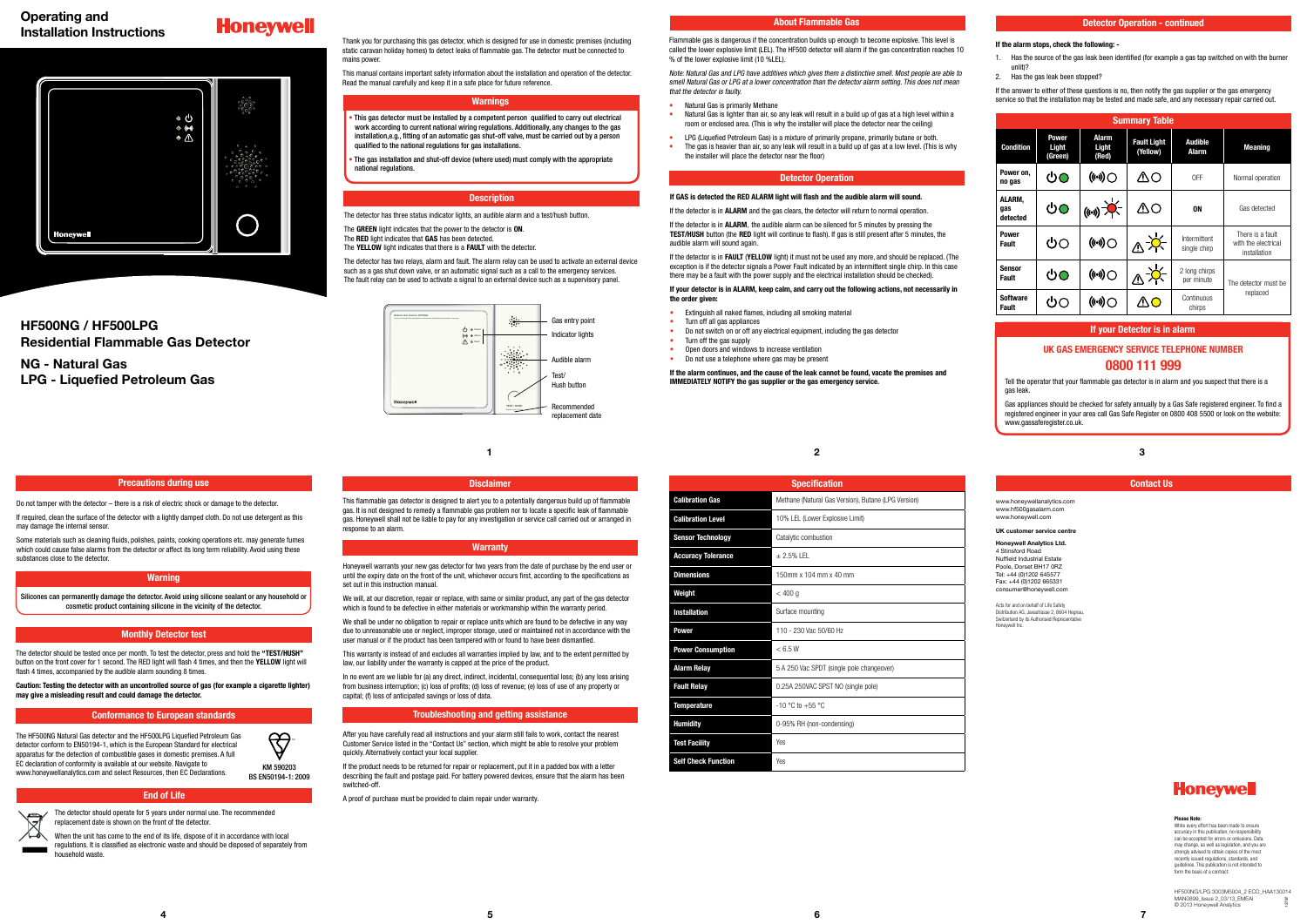# Operating and Installation Instructions

Honeywell

## HF500NG / HF500LPG Residential Flammable Gas Detector

## NG - Natural Gas

## LPG - Liquefied Petroleum Gas

Thank you for purchasing this gas detector, which is designed for use in domestic premises (including static caravan holiday homes) to detect leaks of flammable gas. The detector must be connected to mains power.

This manual contains important safety information about the installation and operation of the detector. Read the manual carefully and keep it in a safe place for future reference.

## Warnings

- **This gas detector must be installed by a competent person qualified to carry out electrical work according to current national wiring regulations. Additionally, any changes to the gas installation,e.g., fitting of an automatic gas shut-off valve, must be carried out by a person qualified to the national regulations for gas installations.**
- **The gas installation and shut-off device (where used) must comply with the appropriate national regulations.**

## Description

The detector has three status indicator lights, an audible alarm and a test/hush button.

The **GREEN** light indicates that the power to the detector is **ON**.
The **RED** light indicates that **GAS** has been detected.
The **YELLOW** light indicates that there is a **FAULT** with the detector.

The detector has two relays, alarm and fault. The alarm relay can be used to activate an external device such as a gas shut down valve, or an automatic signal such as a call to the emergency services. The fault relay can be used to activate a signal to an external device such as a supervisory panel.

Gas entry point
Indicator lights
Audible alarm
Test/ Hush button
Recommended replacement date

## About Flammable Gas

Flammable gas is dangerous if the concentration builds up enough to become explosive. This level is called the lower explosive limit (LEL). The HF500 detector will alarm if the gas concentration reaches 10 % of the lower explosive limit (10 %LEL).

*Note: Natural Gas and LPG have additives which gives them a distinctive smell. Most people are able to smell Natural Gas or LPG at a lower concentration than the detector alarm setting. This does not mean that the detector is faulty.*

- Natural Gas is primarily Methane
- Natural Gas is lighter than air, so any leak will result in a build up of gas at a high level within a room or enclosed area. (This is why the installer will place the detector near the ceiling)
- LPG (Liquefied Petroleum Gas) is a mixture of primarily propane, primarily butane or both.
- The gas is heavier than air, so any leak will result in a build up of gas at a low level. (This is why the installer will place the detector near the floor)

## Detector Operation

**If GAS is detected the RED ALARM light will flash and the audible alarm will sound.**

If the detector is in **ALARM** and the gas clears, the detector will return to normal operation.

If the detector is in **ALARM**, the audible alarm can be silenced for 5 minutes by pressing the **TEST/HUSH** button (the **RED** light will continue to flash). If gas is still present after 5 minutes, the audible alarm will sound again.

If the detector is in **FAULT** (**YELLOW** light) it must not be used any more, and should be replaced. (The exception is if the detector signals a Power Fault indicated by an intermittent single chirp. In this case there may be a fault with the power supply and the electrical installation should be checked).

**If your detector is in ALARM, keep calm, and carry out the following actions, not necessarily in the order given:**

- Extinguish all naked flames, including all smoking material
- Turn off all gas appliances
- Do not switch on or off any electrical equipment, including the gas detector
- Turn off the gas supply
- Open doors and windows to increase ventilation
- Do not use a telephone where gas may be present

**If the alarm continues, and the cause of the leak cannot be found, vacate the premises and IMMEDIATELY NOTIFY the gas supplier or the gas emergency service.**

## Detector Operation - continued

**If the alarm stops, check the following: -**

1. Has the source of the gas leak been identified (for example a gas tap switched on with the burner unlit)?
2. Has the gas leak been stopped?

If the answer to either of these questions is no, then notify the gas supplier or the gas emergency service so that the installation may be tested and made safe, and any necessary repair carried out.

## Summary Table

| Condition | Power Light (Green) | Alarm Light (Red) | Fault Light (Yellow) | Audible Alarm | Meaning |
|---|---|---|---|---|---|
| Power on, no gas | On | Off | Off | OFF | Normal operation |
| ALARM, gas detected | On | Flashing | Off | ON | Gas detected |
| Power Fault | Off | Off | Flashing | Intermittent single chirp | There is a fault with the electrical installation |
| Sensor Fault | On | Off | Flashing | 2 long chirps per minute | The detector must be replaced |
| Software Fault | Off | Off | On | Continuous chirps | The detector must be replaced |

## If your Detector is in alarm

**UK GAS EMERGENCY SERVICE TELEPHONE NUMBER**

**0800 111 999**

Tell the operator that your flammable gas detector is in alarm and you suspect that there is a gas leak.

Gas appliances should be checked for safety annually by a Gas Safe registered engineer. To find a registered engineer in your area call Gas Safe Register on 0800 408 5500 or look on the website: www.gassaferegister.co.uk.

## Precautions during use

Do not tamper with the detector – there is a risk of electric shock or damage to the detector.

If required, clean the surface of the detector with a lightly damped cloth. Do not use detergent as this may damage the internal sensor.

Some materials such as cleaning fluids, polishes, paints, cooking operations etc. may generate fumes which could cause false alarms from the detector or affect its long term reliability. Avoid using these substances close to the detector.

## Warning

**Silicones can permanently damage the detector. Avoid using silicone sealant or any household or cosmetic product containing silicone in the vicinity of the detector.**

## Monthly Detector test

The detector should be tested once per month. To test the detector, press and hold the **"TEST/HUSH"** button on the front cover for 1 second. The RED light will flash 4 times, and then the **YELLOW** light will flash 4 times, accompanied by the audible alarm sounding 8 times.

**Caution: Testing the detector with an uncontrolled source of gas (for example a cigarette lighter) may give a misleading result and could damage the detector.**

## Conformance to European standards

The HF500NG Natural Gas detector and the HF500LPG Liquefied Petroleum Gas detector conform to EN50194-1, which is the European Standard for electrical apparatus for the detection of combustible gases in domestic premises. A full EC declaration of conformity is available at our website. Navigate to www.honeywellanalytics.com and select Resources, then EC Declarations.

KM 590203
BS EN50194-1: 2009

## End of Life

The detector should operate for 5 years under normal use. The recommended replacement date is shown on the front of the detector.

When the unit has come to the end of its life, dispose of it in accordance with local regulations. It is classified as electronic waste and should be disposed of separately from household waste.

## Disclaimer

This flammable gas detector is designed to alert you to a potentially dangerous build up of flammable gas. It is not designed to remedy a flammable gas problem nor to locate a specific leak of flammable gas. Honeywell shall not be liable to pay for any investigation or service call carried out or arranged in response to an alarm.

## Warranty

Honeywell warrants your new gas detector for two years from the date of purchase by the end user or until the expiry date on the front of the unit, whichever occurs first, according to the specifications as set out in this instruction manual.

We will, at our discretion, repair or replace, with same or similar product, any part of the gas detector which is found to be defective in either materials or workmanship within the warranty period.

We shall be under no obligation to repair or replace units which are found to be defective in any way due to unreasonable use or neglect, improper storage, used or maintained not in accordance with the user manual or if the product has been tampered with or found to have been dismantled.

This warranty is instead of and excludes all warranties implied by law, and to the extent permitted by law, our liability under the warranty is capped at the price of the product.

In no event are we liable for (a) any direct, indirect, incidental, consequential loss; (b) any loss arising from business interruption; (c) loss of profits; (d) loss of revenue; (e) loss of use of any property or capital; (f) loss of anticipated savings or loss of data.

## Troubleshooting and getting assistance

After you have carefully read all instructions and your alarm still fails to work, contact the nearest Customer Service listed in the "Contact Us" section, which might be able to resolve your problem quickly. Alternatively contact your local supplier.

If the product needs to be returned for repair or replacement, put it in a padded box with a letter describing the fault and postage paid. For battery powered devices, ensure that the alarm has been switched-off.

A proof of purchase must be provided to claim repair under warranty.

## Specification

| | |
|---|---|
| Calibration Gas | Methane (Natural Gas Version), Butane (LPG Version) |
| Calibration Level | 10% LEL (Lower Explosive Limit) |
| Sensor Technology | Catalytic combustion |
| Accuracy Tolerance | ± 2.5% LEL |
| Dimensions | 150mm x 104 mm x 40 mm |
| Weight | < 400 g |
| Installation | Surface mounting |
| Power | 110 - 230 Vac 50/60 Hz |
| Power Consumption | < 6.5 W |
| Alarm Relay | 5 A 250 Vac SPDT (single pole changeover) |
| Fault Relay | 0.25A 250VAC SPST NO (single pole) |
| Temperature | -10 °C to +55 °C |
| Humidity | 0-95% RH (non-condensing) |
| Test Facility | Yes |
| Self Check Function | Yes |

## Contact Us

www.honeywellanalytics.com
www.hf500gasalarm.com
www.honeywell.com

**UK customer service centre**

**Honeywell Analytics Ltd.**
4 Stinsford Road
Nuffield Industrial Estate
Poole, Dorset BH17 0RZ
Tel: +44 (0)1202 645577
Fax: +44 (0)1202 665331
consumer@honeywell.com

Acts for and on behalf of Life Safety Distribution AG, Javastrasse 2, 8604 Hegnau, Switzerland by its Authorised Representative Honeywell Inc.

Honeywell

**Please Note:**
While every effort has been made to ensure accuracy in this publication, no responsibility can be accepted for errors or omissions. Data may change, as well as legislation, and you are strongly advised to obtain copies of the most recently issued regulations, standards, and guidelines. This publication is not intended to form the basis of a contract.

HF500NG/LPG 3003M5004_2 ECO_HAA130014
MAN0899_Issue 2_03/13_EMEAI
© 2013 Honeywell Analytics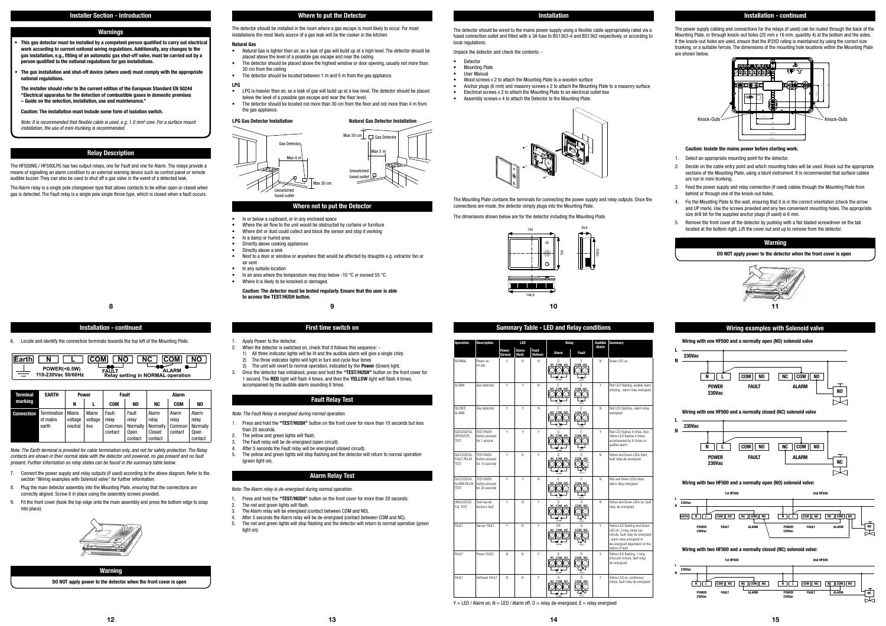## Installer Section - Introduction

### Warnings

- **This gas detector must be installed by a competent person qualified to carry out electrical work according to current national wiring regulations. Additionally, any changes to the gas installation, e.g., fitting of an automatic gas shut-off valve, must be carried out by a person qualified to the national regulations for gas installations.**
- **The gas installation and shut-off device (where used) must comply with the appropriate national regulations.**

  **The installer should refer to the current edition of the European Standard EN 50244 "Electrical apparatus for the detection of combustible gases in domestic premises – Guide on the selection, installation, use and maintenance."**

  **Caution: The installation must include some form of isolation switch.**

  *Note: It is recommended that flexible cable is used, e.g. 1.0 mm² core. For a surface mount installation, the use of mini-trunking is recommended.*

## Relay Description

The HF500NG / HF500LPG has two output relays, one for Fault and one for Alarm. The relays provide a means of signalling an alarm condition to an external warning device such as control panel or remote audible buzzer. They can also be used to shut off a gas valve in the event of a detected leak.

The Alarm relay is a single pole changeover type that allows contacts to be either open or closed when gas is detected. The Fault relay is a single pole single throw type, which is closed when a fault occurs.

## Where to put the Detector

The detector should be installed in the room where a gas escape is most likely to occur. For most installations the most likely source of a gas leak will be the cooker in the kitchen

**Natural Gas**

- Natural Gas is lighter than air, so a leak of gas will build up at a high level. The detector should be placed above the level of a possible gas escape and near the ceiling
- The detector should be placed above the highest window or door opening, usually not more than 30 cm from the ceiling
- The detector should be located between 1 m and 5 m from the gas appliance.

**LPG**

- LPG is heavier than air, so a leak of gas will build up at a low level. The detector should be placed below the level of a possible gas escape and near the floor level.
- The detector should be located not more than 30 cm from the floor and not more than 4 m from the gas appliance.

**LPG Gas Detector Installation**

Gas Detector
Max 4 m
Max 30 cm
Unswitched fused outlet

**Natural Gas Detector Installation**

Max 30 cm
Gas Detector
Max 5 m
Unswitched fused outlet

## Where not to put the Detector

- In or below a cupboard, or in any enclosed space
- Where the air flow to the unit would be obstructed by curtains or furniture
- Where dirt or dust could collect and block the sensor and stop it working
- In a damp or humid area
- Directly above cooking appliances
- Directly above a sink
- Next to a door or window or anywhere that would be affected by draughts e.g. extractor fan or air vent
- In any outside location
- In an area where the temperature may drop below -10 °C or exceed 55 °C
- Where it is likely to be knocked or damaged.

**Caution: The detector must be tested regularly. Ensure that the user is able to access the TEST/HUSH button.**

## Installation

The detector should be wired to the mains power supply using a flexible cable appropriately rated via a fused connection outlet and fitted with a 3A fuse to BS1363-4 and BS1362 respectively, or according to local regulations.

Unpack the detector and check the contents: -

- Detector
- Mounting Plate
- User Manual
- Wood screws x 2 to attach the Mounting Plate to a wooden surface
- Anchor plugs (6 mm) and masonry screws x 2 to attach the Mounting Plate to a masonry surface
- Electrical screws x 2 to attach the Mounting Plate to an electrical outlet box
- Assembly screws x 4 to attach the Detector to the Mounting Plate.

The Mounting Plate contains the terminals for connecting the power supply and relay outputs. Once the connections are made, the detector simply plugs into the Mounting Plate.

The dimensions shown below are for the detector including the Mounting Plate.

150
39.6
104
100.9
146.9

## Installation - continued

The power supply cabling and connections for the relays (if used) can be routed through the back of the Mounting Plate, or through knock-out holes (25 mm x 16 mm, quantity 4) at the bottom and the sides. If the knock-out holes are used, ensure that the IP2XD rating is maintained by using the correct size trunking, or a suitable ferrule. The dimensions of the mounting hole locations within the Mounting Plate are shown below.

Knock-Outs
Knock-Outs

**Caution: Isolate the mains power before starting work.**

1. Select an appropriate mounting point for the detector.
2. Decide on the cable entry point and which mounting holes will be used. Knock out the appropriate sections of the Mounting Plate, using a blunt instrument. It is recommended that surface cables are run in mini-trunking.
3. Feed the power supply and relay connection (if used) cables through the Mounting Plate from behind or through one of the knock-out holes.
4. Fix the Mounting Plate to the wall, ensuring that it is in the correct orientation (check the arrow and UP mark). Use the screws provided and any two convenient mounting holes. The appropriate size drill bit for the supplied anchor plugs (if used) is 6 mm.
5. Remove the front cover of the detector by pushing with a flat bladed screwdriver on the tab located at the bottom right. Lift the cover out and up to remove from the detector.

### Warning

**DO NOT apply power to the detector when the front cover is open**

## Installation - continued

6. Locate and identify the connection terminals towards the top left of the Mounting Plate.

Earth | N | L | COM | NO | NC | COM | NO
POWER(<6.5W) 110-230Vac 50/60Hz
FAULT
ALARM Relay setting in NORMAL operation

| Terminal marking | EARTH | Power | | Fault | | Alarm | | |
|---|---|---|---|---|---|---|---|---|
| | | N | L | COM | NO | NC | COM | NO |
| Connection | Termination of mains earth | Mains voltage neutral | Mains voltage live | Fault relay Common contact | Fault relay Normally Open contact | Alarm relay Normally Closed contact | Alarm relay Common contact | Alarm relay Normally Open contact |

*Note: The Earth terminal is provided for cable termination only, and not for safety protection. The Relay contacts are shown in their normal state with the detector unit powered, no gas present and no fault present. Further information on relay states can be found in the summary table below.*

7. Connect the power supply and relay outputs (if used) according to the above diagram. Refer to the section "Wiring examples with Solenoid valve" for further information.
8. Plug the main detector assembly into the Mounting Plate, ensuring that the connections are correctly aligned. Screw it in place using the assembly screws provided.
9. Fit the front cover (hook the top edge onto the main assembly and press the bottom edge to snap into place).

### Warning

**DO NOT apply power to the detector when the front cover is open**

## First time switch on

1. Apply Power to the detector.
2. When the detector is switched on, check that it follows this sequence: -
   1) All three indicator lights will be lit and the audible alarm will give a single chirp
   2) The three indicator lights will light in turn and cycle four times
   3) The unit will revert to normal operation, indicated by the **Power** (Green) light.
3. Once the detector has initialised, press and hold the **"TEST/HUSH"** button on the front cover for 1 second. The **RED** light will flash 4 times, and then the **YELLOW** light will flash 4 times, accompanied by the audible alarm sounding 8 times.

## Fault Relay Test

*Note: The Fault Relay is energised during normal operation.*

1. Press and hold the **"TEST/HUSH"** button on the front cover for more than 10 seconds but less than 20 seconds.
2. The yellow and green lights will flash.
3. The Fault relay will be de-energised (open circuit).
4. After 5 seconds the Fault relay will be energised (closed circuit).
5. The yellow and green lights will stop flashing and the detector will return to normal operation (green light on).

## Alarm Relay Test

*Note: The Alarm relay is de-energised during normal operation.*

1. Press and hold the **"TEST/HUSH"** button on the front cover for more than 20 seconds.
2. The red and green lights will flash.
3. The Alarm relay will be energised (contact between COM and NO).
4. After 5 seconds the Alarm relay will be de-energised (contact between COM and NC).
5. The red and green lights will stop flashing and the detector will return to normal operation (green light on).

## Summary Table - LED and Relay conditions

| Operation | Description | LED | | | Relay | | Audible Alarm | Summary |
|---|---|---|---|---|---|---|---|---|
| | | Power (Green) | Alarm (Red) | Fault (Yellow) | Alarm | Fault | | |
| NORMAL | Power on, no gas | Y | N | N | D | E | N | Green LED on |
| ALARM | Gas detected | Y | Y | N | E | E | Y | Red LED flashing, audible alarm chirping, alarm relay energised |
| SILENCE ALARM | Gas detected | Y | Y | N | E | E | N | Red LED flashing, alarm relay energised |
| SUCCESSFUL OPERATOR TEST | TEST/HUSH button pressed for 1 second | Y | Y | Y | D | E | Y | Red LED flashes 4 times, then Yellow LED flashes 4 times, accompanied by 8 chirps on audible alarm |
| SUCCESSFUL FAULT RELAY TEST | TEST/HUSH button pressed for 10 seconds | Y | N | Y | D | E | N | Yellow and Green LEDs flash, fault relay de-energised |
| SUCCESSFUL ALARM RELAY TEST | TEST/HUSH button pressed for 20 seconds | Y | Y | N | E | E | N | Red and Green LEDs flash, alarm relay energised |
| UNSUCCESSFUL TEST | Test has detected a fault | Y | N | Y | D | D | N | Yellow and Green LEDs on, fault relay de-energised |
| FAULT | Sensor FAULT | Y | N | Y | D/E | D | Y | Yellow LED flashing and Green LED on, 2 long chirps per minute, fault relay de-energised, alarm relay energised or de-energised dependent on the nature of fault |
| FAULT | Power FAULT | N | N | Y | D | D | Y | Yellow LED flashing, 1 long chirp per minute, fault relay de-energised |
| FAULT | Software FAULT | N | N | Y | D | D | Y | Yellow LED on, continuous chirps, fault relay de-energised |

Y = LED / Alarm on, N = LED / Alarm off, D = relay de-energised, E = relay energised

## Wiring examples with Solenoid valve

**Wiring with one HF500 and a normally open (NO) solenoid valve**

L
N
230Vac
N | L | COM | NO | NC | COM | NO
POWER 230Vac
FAULT
ALARM
NO

**Wiring with one HF500 and a normally closed (NC) solenoid valve**

L
N
230Vac
N | L | COM | NO | NC | COM | NO
POWER 230Vac
FAULT
ALARM
NC

**Wiring with two HF500 and a normally open (NO) solenoid valve:**

1st HF500
2nd HF500
L
N
230Vac
EARTH | N | L | COM | NO | NC | COM | NO
N | L | COM | NO | NC | COM | NO
POWER 230Vac
FAULT
ALARM
NO

**Wiring with two HF500 and a normally closed (NC) solenoid valve:**

1st HF500
2nd HF500
L
N
230Vac
N | L | COM | NO | NC | COM | NO
N | L | COM | NO | NC | COM | NO
POWER 230Vac
FAULT
ALARM
NC